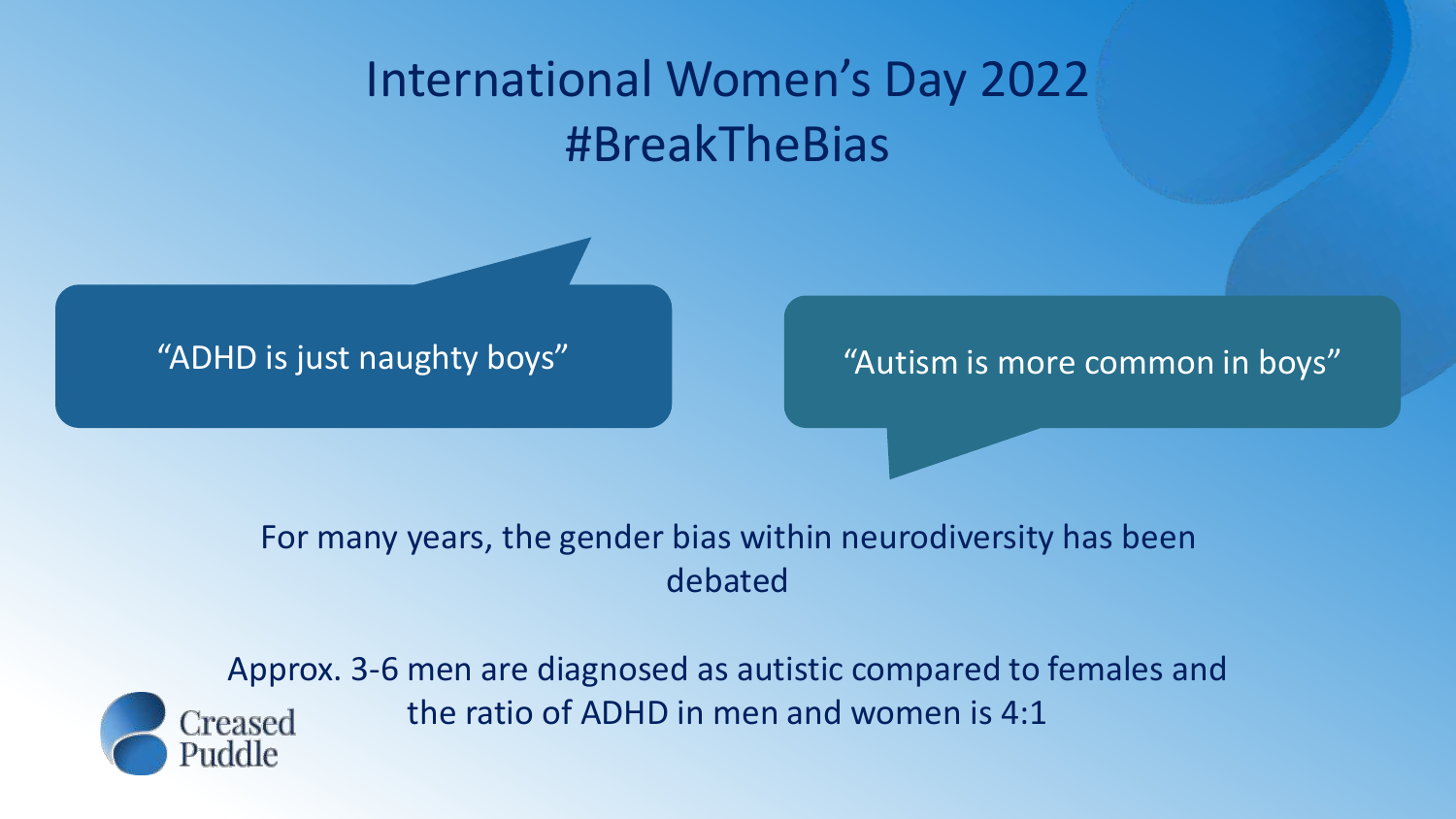# International Women's Day 2022 #BreakTheBias

"ADHD is just naughty boys"

"Autism is more common in boys"

For many years, the gender bias within neurodiversity has been debated

Approx. 3-6 men are diagnosed as autistic compared to females and the ratio of ADHD in men and women is 4:1

Creased Puddle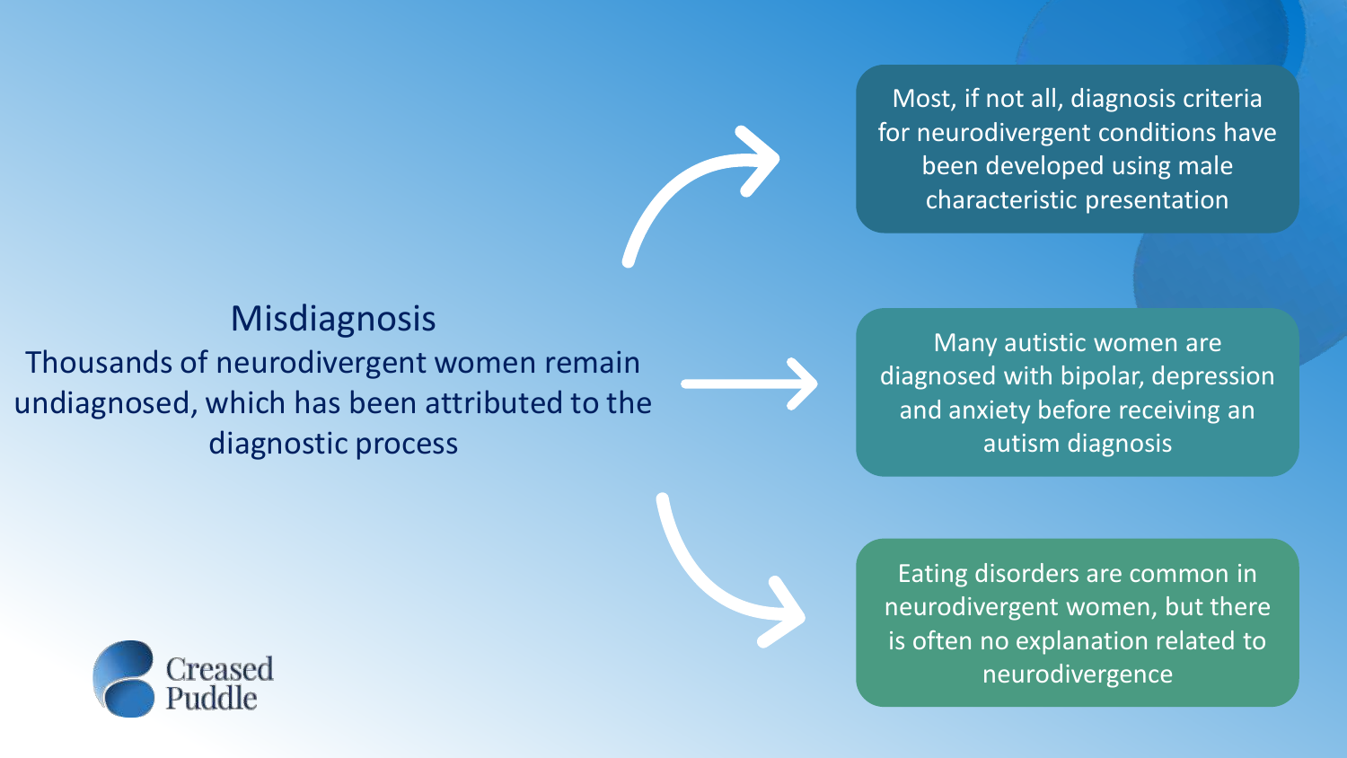## Misdiagnosis

Thousands of neurodivergent women remain undiagnosed, which has been attributed to the diagnostic process

- Most, if not all, diagnosis criteria for neurodivergent conditions have been developed using male characteristic presentation
- Many autistic women are diagnosed with bipolar, depression and anxiety before receiving an autism diagnosis
- Eating disorders are common in neurodivergent women, but there is often no explanation related to neurodivergence

Creased Puddle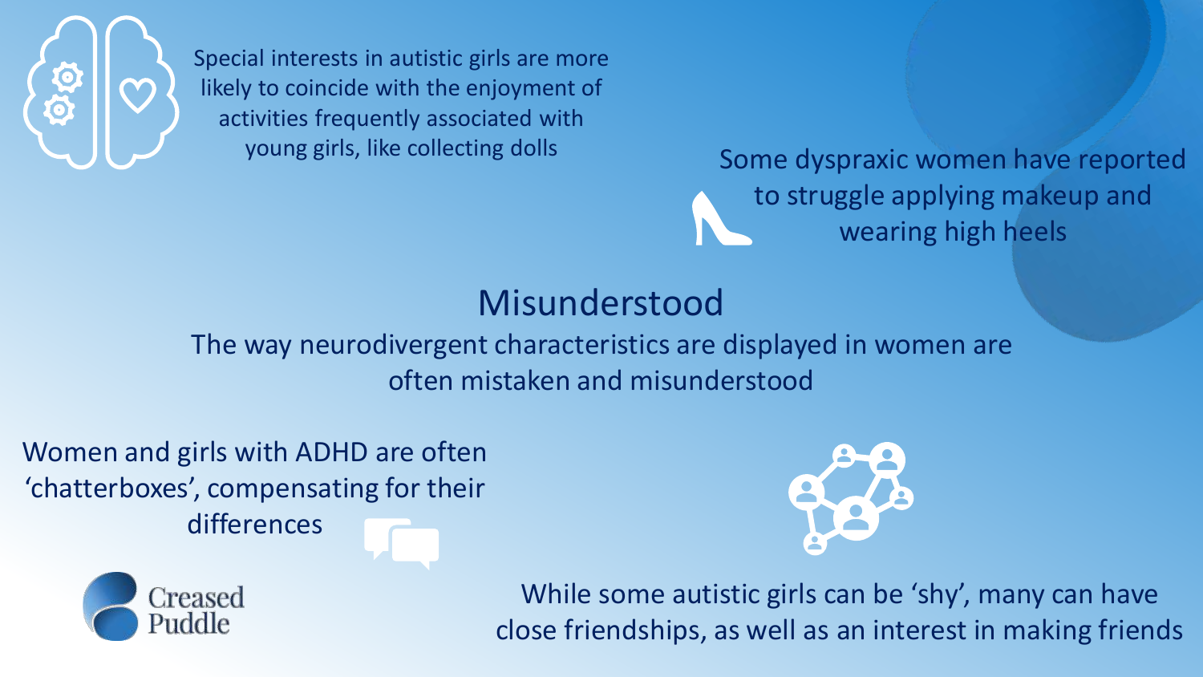Special interests in autistic girls are more likely to coincide with the enjoyment of activities frequently associated with young girls, like collecting dolls

Some dyspraxic women have reported to struggle applying makeup and wearing high heels

## Misunderstood

The way neurodivergent characteristics are displayed in women are often mistaken and misunderstood

Women and girls with ADHD are often ‘chatterboxes’, compensating for their differences

While some autistic girls can be ‘shy’, many can have close friendships, as well as an interest in making friends

Creased Puddle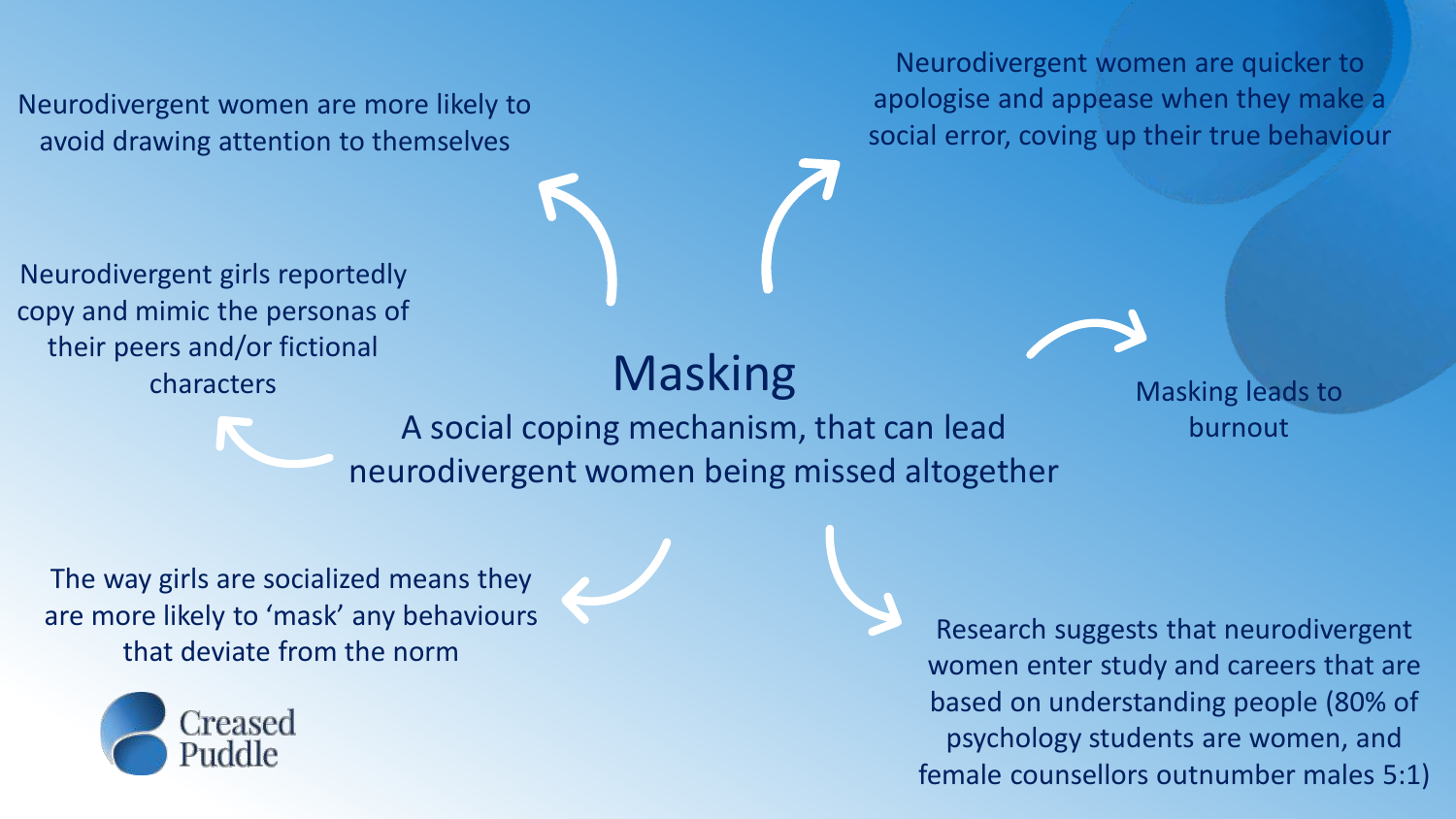# Masking

A social coping mechanism, that can lead neurodivergent women being missed altogether

- Neurodivergent women are more likely to avoid drawing attention to themselves
- Neurodivergent women are quicker to apologise and appease when they make a social error, coving up their true behaviour
- Masking leads to burnout
- Research suggests that neurodivergent women enter study and careers that are based on understanding people (80% of psychology students are women, and female counsellors outnumber males 5:1)
- The way girls are socialized means they are more likely to 'mask' any behaviours that deviate from the norm
- Neurodivergent girls reportedly copy and mimic the personas of their peers and/or fictional characters

Creased Puddle